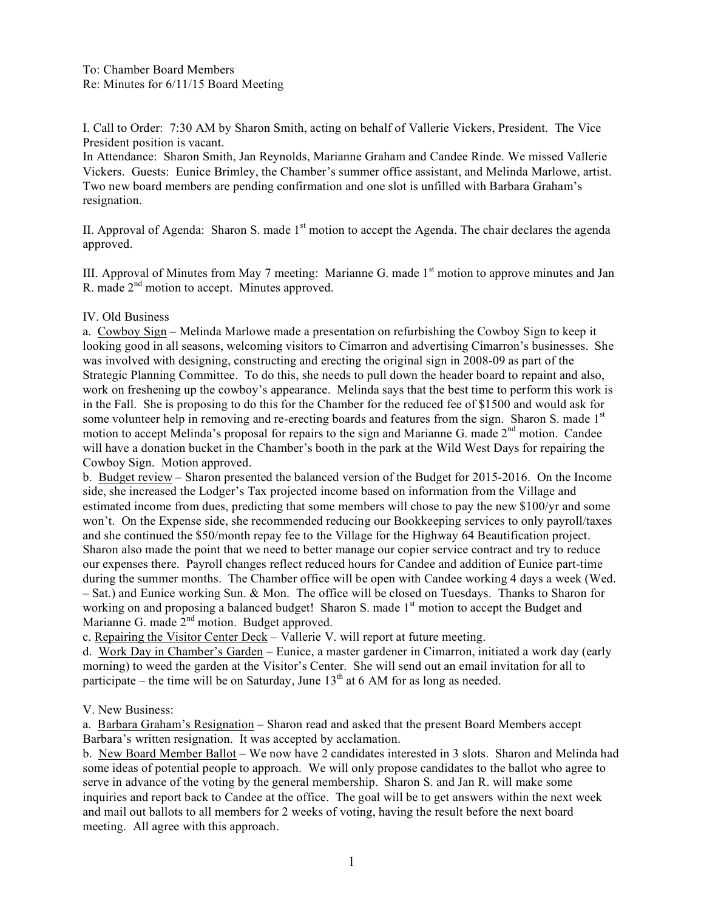To: Chamber Board Members
Re: Minutes for 6/11/15 Board Meeting

I. Call to Order: 7:30 AM by Sharon Smith, acting on behalf of Vallerie Vickers, President. The Vice President position is vacant.
In Attendance: Sharon Smith, Jan Reynolds, Marianne Graham and Candee Rinde. We missed Vallerie Vickers. Guests: Eunice Brimley, the Chamber's summer office assistant, and Melinda Marlowe, artist. Two new board members are pending confirmation and one slot is unfilled with Barbara Graham's resignation.

II. Approval of Agenda: Sharon S. made 1st motion to accept the Agenda. The chair declares the agenda approved.

III. Approval of Minutes from May 7 meeting: Marianne G. made 1st motion to approve minutes and Jan R. made 2nd motion to accept. Minutes approved.

IV. Old Business

a. Cowboy Sign – Melinda Marlowe made a presentation on refurbishing the Cowboy Sign to keep it looking good in all seasons, welcoming visitors to Cimarron and advertising Cimarron's businesses. She was involved with designing, constructing and erecting the original sign in 2008-09 as part of the Strategic Planning Committee. To do this, she needs to pull down the header board to repaint and also, work on freshening up the cowboy's appearance. Melinda says that the best time to perform this work is in the Fall. She is proposing to do this for the Chamber for the reduced fee of $1500 and would ask for some volunteer help in removing and re-erecting boards and features from the sign. Sharon S. made 1st motion to accept Melinda's proposal for repairs to the sign and Marianne G. made 2nd motion. Candee will have a donation bucket in the Chamber's booth in the park at the Wild West Days for repairing the Cowboy Sign. Motion approved.

b. Budget review – Sharon presented the balanced version of the Budget for 2015-2016. On the Income side, she increased the Lodger's Tax projected income based on information from the Village and estimated income from dues, predicting that some members will chose to pay the new $100/yr and some won't. On the Expense side, she recommended reducing our Bookkeeping services to only payroll/taxes and she continued the $50/month repay fee to the Village for the Highway 64 Beautification project. Sharon also made the point that we need to better manage our copier service contract and try to reduce our expenses there. Payroll changes reflect reduced hours for Candee and addition of Eunice part-time during the summer months. The Chamber office will be open with Candee working 4 days a week (Wed. – Sat.) and Eunice working Sun. & Mon. The office will be closed on Tuesdays. Thanks to Sharon for working on and proposing a balanced budget! Sharon S. made 1st motion to accept the Budget and Marianne G. made 2nd motion. Budget approved.

c. Repairing the Visitor Center Deck – Vallerie V. will report at future meeting.

d. Work Day in Chamber's Garden – Eunice, a master gardener in Cimarron, initiated a work day (early morning) to weed the garden at the Visitor's Center. She will send out an email invitation for all to participate – the time will be on Saturday, June 13th at 6 AM for as long as needed.

V. New Business:

a. Barbara Graham's Resignation – Sharon read and asked that the present Board Members accept Barbara's written resignation. It was accepted by acclamation.

b. New Board Member Ballot – We now have 2 candidates interested in 3 slots. Sharon and Melinda had some ideas of potential people to approach. We will only propose candidates to the ballot who agree to serve in advance of the voting by the general membership. Sharon S. and Jan R. will make some inquiries and report back to Candee at the office. The goal will be to get answers within the next week and mail out ballots to all members for 2 weeks of voting, having the result before the next board meeting. All agree with this approach.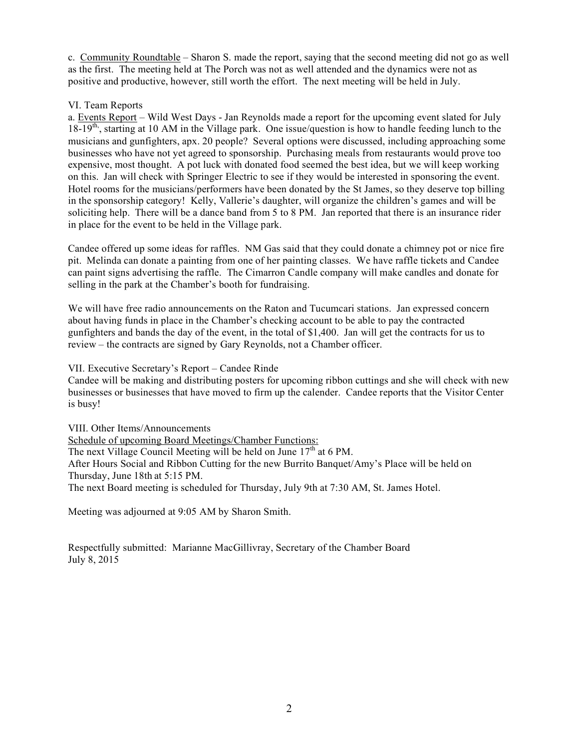c. Community Roundtable – Sharon S. made the report, saying that the second meeting did not go as well as the first. The meeting held at The Porch was not as well attended and the dynamics were not as positive and productive, however, still worth the effort. The next meeting will be held in July.

VI. Team Reports

a. Events Report – Wild West Days - Jan Reynolds made a report for the upcoming event slated for July 18-19th, starting at 10 AM in the Village park. One issue/question is how to handle feeding lunch to the musicians and gunfighters, apx. 20 people? Several options were discussed, including approaching some businesses who have not yet agreed to sponsorship. Purchasing meals from restaurants would prove too expensive, most thought. A pot luck with donated food seemed the best idea, but we will keep working on this. Jan will check with Springer Electric to see if they would be interested in sponsoring the event. Hotel rooms for the musicians/performers have been donated by the St James, so they deserve top billing in the sponsorship category! Kelly, Vallerie's daughter, will organize the children's games and will be soliciting help. There will be a dance band from 5 to 8 PM. Jan reported that there is an insurance rider in place for the event to be held in the Village park.

Candee offered up some ideas for raffles. NM Gas said that they could donate a chimney pot or nice fire pit. Melinda can donate a painting from one of her painting classes. We have raffle tickets and Candee can paint signs advertising the raffle. The Cimarron Candle company will make candles and donate for selling in the park at the Chamber's booth for fundraising.

We will have free radio announcements on the Raton and Tucumcari stations. Jan expressed concern about having funds in place in the Chamber's checking account to be able to pay the contracted gunfighters and bands the day of the event, in the total of $1,400. Jan will get the contracts for us to review – the contracts are signed by Gary Reynolds, not a Chamber officer.

VII. Executive Secretary's Report – Candee Rinde

Candee will be making and distributing posters for upcoming ribbon cuttings and she will check with new businesses or businesses that have moved to firm up the calender. Candee reports that the Visitor Center is busy!

VIII. Other Items/Announcements

Schedule of upcoming Board Meetings/Chamber Functions:

The next Village Council Meeting will be held on June 17th at 6 PM.

After Hours Social and Ribbon Cutting for the new Burrito Banquet/Amy's Place will be held on Thursday, June 18th at 5:15 PM.

The next Board meeting is scheduled for Thursday, July 9th at 7:30 AM, St. James Hotel.

Meeting was adjourned at 9:05 AM by Sharon Smith.

Respectfully submitted: Marianne MacGillivray, Secretary of the Chamber Board
July 8, 2015